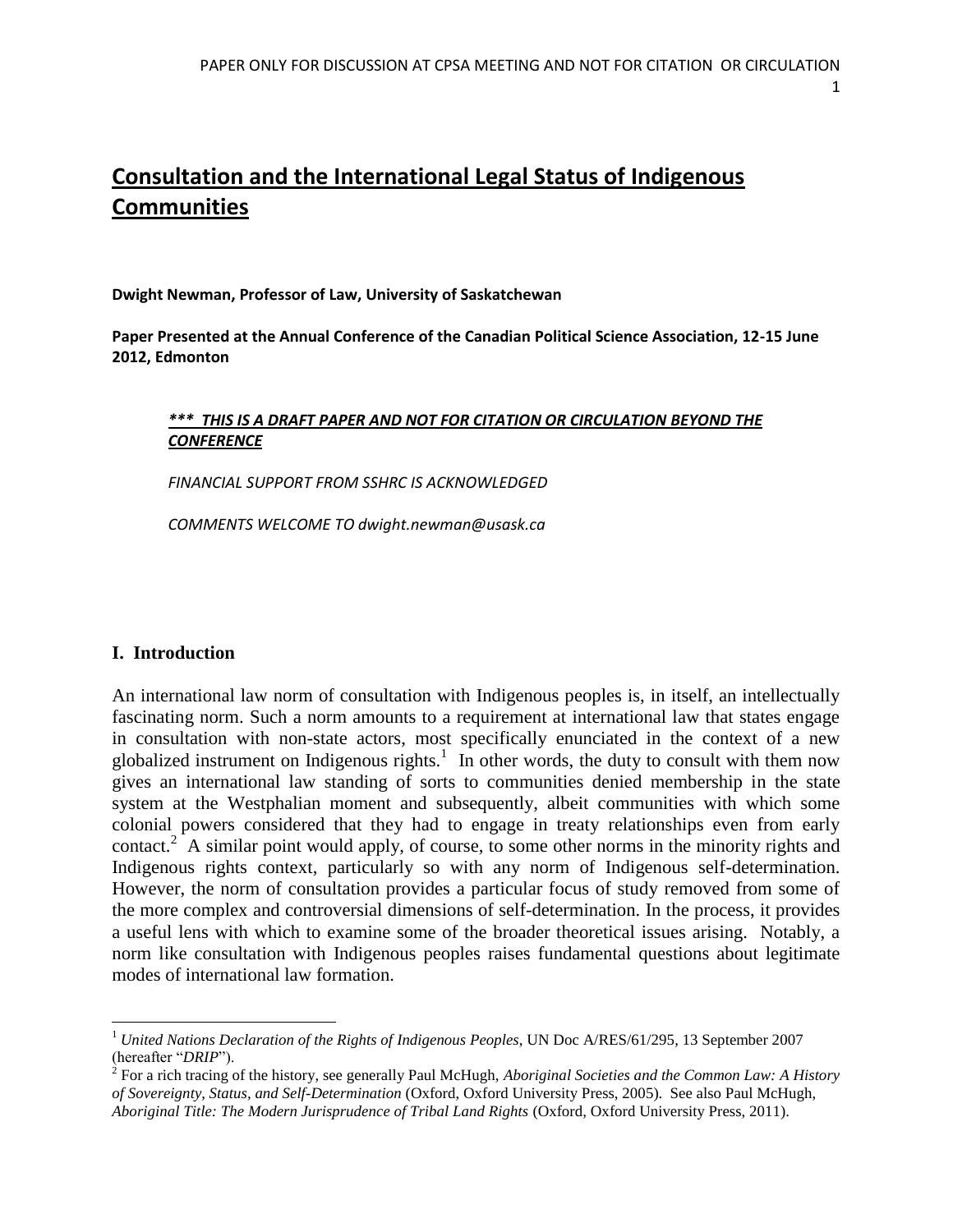# Consultation and the International Legal Status of Indigenous Communities

**Dwight Newman, Professor of Law, University of Saskatchewan**

**Paper Presented at the Annual Conference of the Canadian Political Science Association, 12-15 June 2012, Edmonton**

***\*\*\* THIS IS A DRAFT PAPER AND NOT FOR CITATION OR CIRCULATION BEYOND THE CONFERENCE***

*FINANCIAL SUPPORT FROM SSHRC IS ACKNOWLEDGED*

*COMMENTS WELCOME TO dwight.newman@usask.ca*

## I. Introduction

An international law norm of consultation with Indigenous peoples is, in itself, an intellectually fascinating norm. Such a norm amounts to a requirement at international law that states engage in consultation with non-state actors, most specifically enunciated in the context of a new globalized instrument on Indigenous rights.[1] In other words, the duty to consult with them now gives an international law standing of sorts to communities denied membership in the state system at the Westphalian moment and subsequently, albeit communities with which some colonial powers considered that they had to engage in treaty relationships even from early contact.[2] A similar point would apply, of course, to some other norms in the minority rights and Indigenous rights context, particularly so with any norm of Indigenous self-determination. However, the norm of consultation provides a particular focus of study removed from some of the more complex and controversial dimensions of self-determination. In the process, it provides a useful lens with which to examine some of the broader theoretical issues arising. Notably, a norm like consultation with Indigenous peoples raises fundamental questions about legitimate modes of international law formation.

[1] *United Nations Declaration of the Rights of Indigenous Peoples*, UN Doc A/RES/61/295, 13 September 2007 (hereafter "*DRIP*").

[2] For a rich tracing of the history, see generally Paul McHugh, *Aboriginal Societies and the Common Law: A History of Sovereignty, Status, and Self-Determination* (Oxford, Oxford University Press, 2005). See also Paul McHugh, *Aboriginal Title: The Modern Jurisprudence of Tribal Land Rights* (Oxford, Oxford University Press, 2011).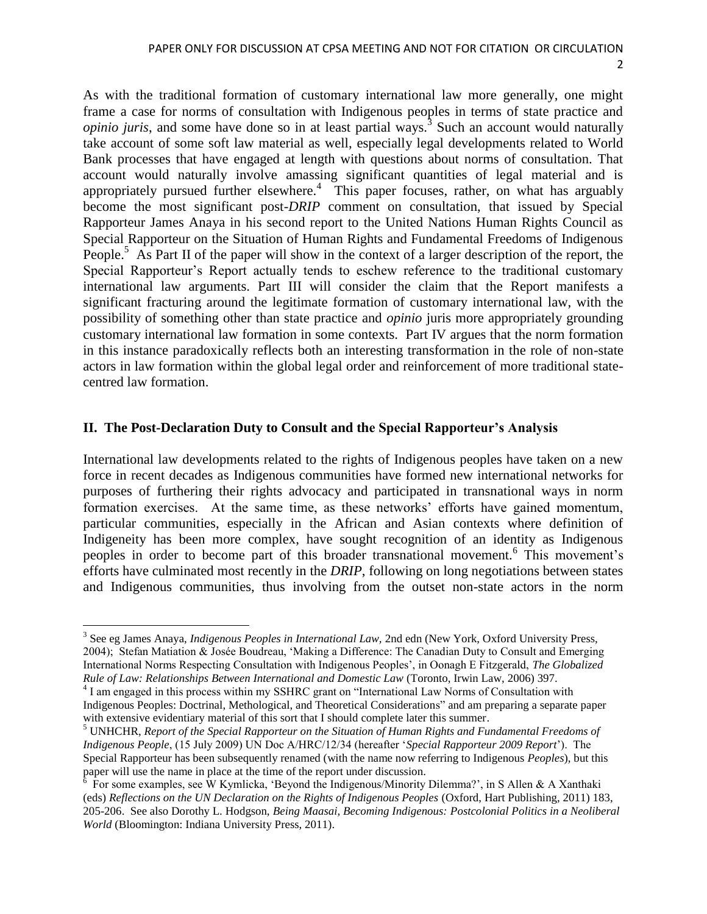As with the traditional formation of customary international law more generally, one might frame a case for norms of consultation with Indigenous peoples in terms of state practice and *opinio juris*, and some have done so in at least partial ways.[3] Such an account would naturally take account of some soft law material as well, especially legal developments related to World Bank processes that have engaged at length with questions about norms of consultation. That account would naturally involve amassing significant quantities of legal material and is appropriately pursued further elsewhere.[4] This paper focuses, rather, on what has arguably become the most significant post-*DRIP* comment on consultation, that issued by Special Rapporteur James Anaya in his second report to the United Nations Human Rights Council as Special Rapporteur on the Situation of Human Rights and Fundamental Freedoms of Indigenous People.[5] As Part II of the paper will show in the context of a larger description of the report, the Special Rapporteur's Report actually tends to eschew reference to the traditional customary international law arguments. Part III will consider the claim that the Report manifests a significant fracturing around the legitimate formation of customary international law, with the possibility of something other than state practice and *opinio* juris more appropriately grounding customary international law formation in some contexts. Part IV argues that the norm formation in this instance paradoxically reflects both an interesting transformation in the role of non-state actors in law formation within the global legal order and reinforcement of more traditional state-centred law formation.

## II. The Post-Declaration Duty to Consult and the Special Rapporteur's Analysis

International law developments related to the rights of Indigenous peoples have taken on a new force in recent decades as Indigenous communities have formed new international networks for purposes of furthering their rights advocacy and participated in transnational ways in norm formation exercises. At the same time, as these networks' efforts have gained momentum, particular communities, especially in the African and Asian contexts where definition of Indigeneity has been more complex, have sought recognition of an identity as Indigenous peoples in order to become part of this broader transnational movement.[6] This movement's efforts have culminated most recently in the *DRIP*, following on long negotiations between states and Indigenous communities, thus involving from the outset non-state actors in the norm

---

[3] See eg James Anaya, *Indigenous Peoples in International Law,* 2nd edn (New York, Oxford University Press, 2004); Stefan Matiation & Josée Boudreau, 'Making a Difference: The Canadian Duty to Consult and Emerging International Norms Respecting Consultation with Indigenous Peoples', in Oonagh E Fitzgerald, *The Globalized Rule of Law: Relationships Between International and Domestic Law* (Toronto, Irwin Law, 2006) 397.

[4] I am engaged in this process within my SSHRC grant on "International Law Norms of Consultation with Indigenous Peoples: Doctrinal, Methelogical, and Theoretical Considerations" and am preparing a separate paper with extensive evidentiary material of this sort that I should complete later this summer.

[5] UNHCHR, *Report of the Special Rapporteur on the Situation of Human Rights and Fundamental Freedoms of Indigenous People*, (15 July 2009) UN Doc A/HRC/12/34 (hereafter '*Special Rapporteur 2009 Report*'). The Special Rapporteur has been subsequently renamed (with the name now referring to Indigenous *Peoples*), but this paper will use the name in place at the time of the report under discussion.

[6] For some examples, see W Kymlicka, 'Beyond the Indigenous/Minority Dilemma?', in S Allen & A Xanthaki (eds) *Reflections on the UN Declaration on the Rights of Indigenous Peoples* (Oxford, Hart Publishing, 2011) 183, 205-206. See also Dorothy L. Hodgson, *Being Maasai, Becoming Indigenous: Postcolonial Politics in a Neoliberal World* (Bloomington: Indiana University Press, 2011).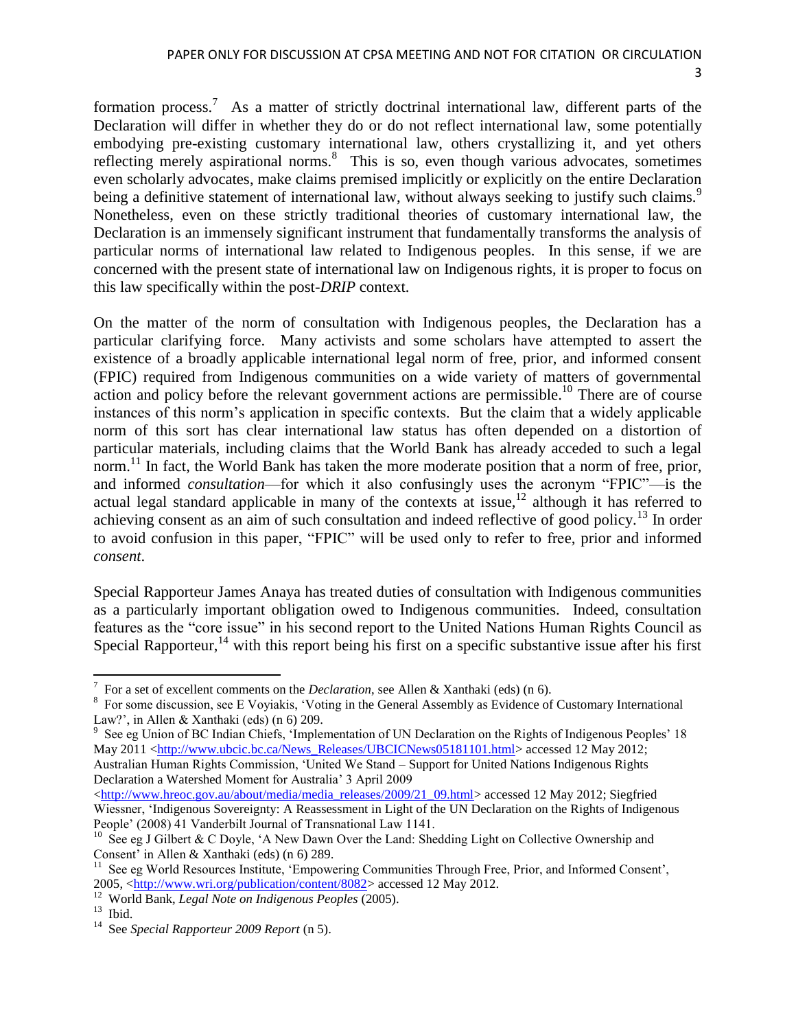formation process.[7] As a matter of strictly doctrinal international law, different parts of the Declaration will differ in whether they do or do not reflect international law, some potentially embodying pre-existing customary international law, others crystallizing it, and yet others reflecting merely aspirational norms.[8] This is so, even though various advocates, sometimes even scholarly advocates, make claims premised implicitly or explicitly on the entire Declaration being a definitive statement of international law, without always seeking to justify such claims.[9] Nonetheless, even on these strictly traditional theories of customary international law, the Declaration is an immensely significant instrument that fundamentally transforms the analysis of particular norms of international law related to Indigenous peoples. In this sense, if we are concerned with the present state of international law on Indigenous rights, it is proper to focus on this law specifically within the post-*DRIP* context.

On the matter of the norm of consultation with Indigenous peoples, the Declaration has a particular clarifying force. Many activists and some scholars have attempted to assert the existence of a broadly applicable international legal norm of free, prior, and informed consent (FPIC) required from Indigenous communities on a wide variety of matters of governmental action and policy before the relevant government actions are permissible.[10] There are of course instances of this norm's application in specific contexts. But the claim that a widely applicable norm of this sort has clear international law status has often depended on a distortion of particular materials, including claims that the World Bank has already acceded to such a legal norm.[11] In fact, the World Bank has taken the more moderate position that a norm of free, prior, and informed *consultation*—for which it also confusingly uses the acronym "FPIC"—is the actual legal standard applicable in many of the contexts at issue,[12] although it has referred to achieving consent as an aim of such consultation and indeed reflective of good policy.[13] In order to avoid confusion in this paper, "FPIC" will be used only to refer to free, prior and informed *consent*.

Special Rapporteur James Anaya has treated duties of consultation with Indigenous communities as a particularly important obligation owed to Indigenous communities. Indeed, consultation features as the "core issue" in his second report to the United Nations Human Rights Council as Special Rapporteur,[14] with this report being his first on a specific substantive issue after his first

---

[7] For a set of excellent comments on the *Declaration*, see Allen & Xanthaki (eds) (n 6).

[8] For some discussion, see E Voyiakis, 'Voting in the General Assembly as Evidence of Customary International Law?', in Allen & Xanthaki (eds) (n 6) 209.

[9] See eg Union of BC Indian Chiefs, 'Implementation of UN Declaration on the Rights of Indigenous Peoples' 18 May 2011 <http://www.ubcic.bc.ca/News_Releases/UBCICNews05181101.html> accessed 12 May 2012; Australian Human Rights Commission, 'United We Stand – Support for United Nations Indigenous Rights Declaration a Watershed Moment for Australia' 3 April 2009 <http://www.hreoc.gov.au/about/media/media_releases/2009/21_09.html> accessed 12 May 2012; Siegfried Wiessner, 'Indigenous Sovereignty: A Reassessment in Light of the UN Declaration on the Rights of Indigenous People' (2008) 41 Vanderbilt Journal of Transnational Law 1141.

[10] See eg J Gilbert & C Doyle, 'A New Dawn Over the Land: Shedding Light on Collective Ownership and Consent' in Allen & Xanthaki (eds) (n 6) 289.

[11] See eg World Resources Institute, 'Empowering Communities Through Free, Prior, and Informed Consent', 2005, <http://www.wri.org/publication/content/8082> accessed 12 May 2012.

[12] World Bank, *Legal Note on Indigenous Peoples* (2005).

[13] Ibid.

[14] See *Special Rapporteur 2009 Report* (n 5).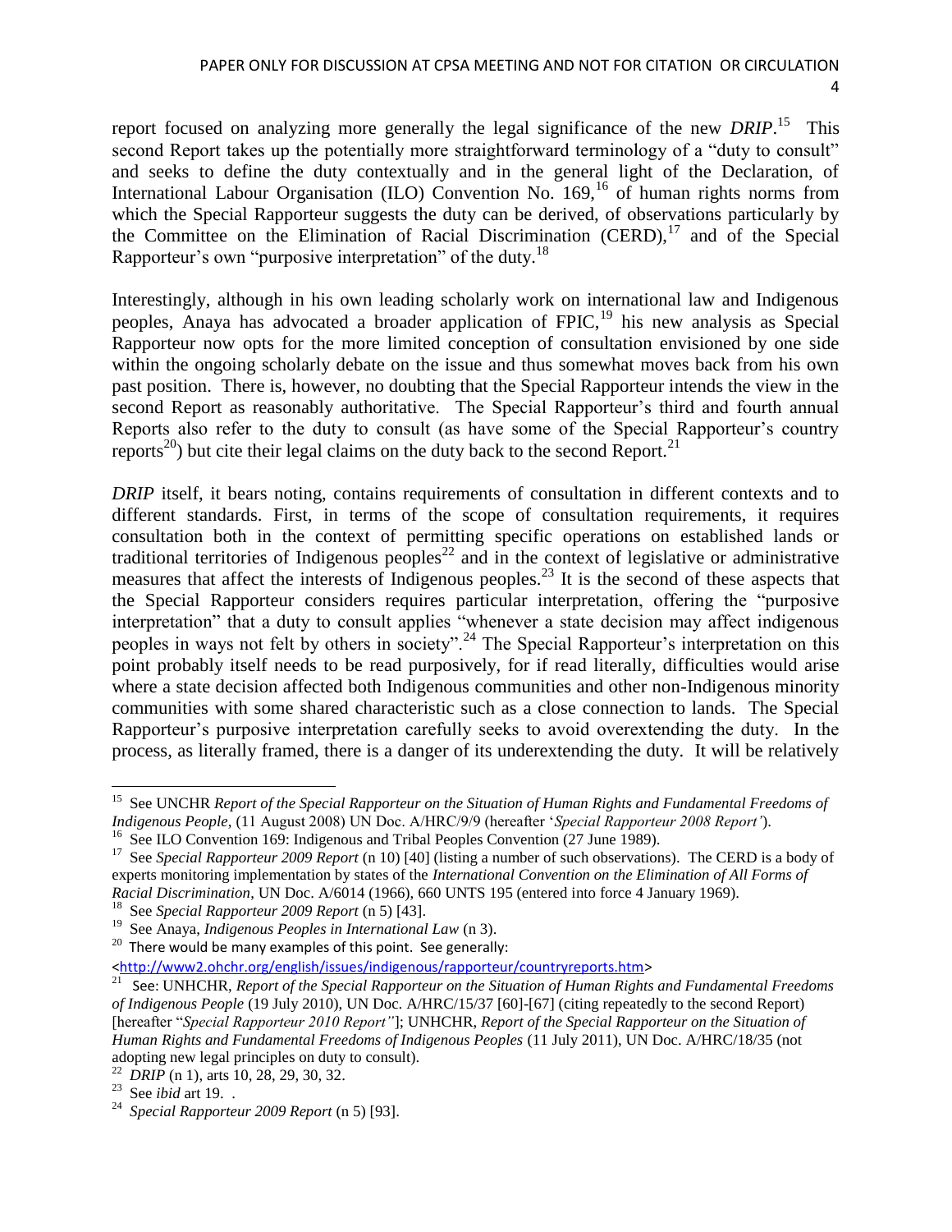report focused on analyzing more generally the legal significance of the new *DRIP*.[15] This second Report takes up the potentially more straightforward terminology of a "duty to consult" and seeks to define the duty contextually and in the general light of the Declaration, of International Labour Organisation (ILO) Convention No. 169,[16] of human rights norms from which the Special Rapporteur suggests the duty can be derived, of observations particularly by the Committee on the Elimination of Racial Discrimination (CERD),[17] and of the Special Rapporteur's own "purposive interpretation" of the duty.[18]

Interestingly, although in his own leading scholarly work on international law and Indigenous peoples, Anaya has advocated a broader application of FPIC,[19] his new analysis as Special Rapporteur now opts for the more limited conception of consultation envisioned by one side within the ongoing scholarly debate on the issue and thus somewhat moves back from his own past position. There is, however, no doubting that the Special Rapporteur intends the view in the second Report as reasonably authoritative. The Special Rapporteur's third and fourth annual Reports also refer to the duty to consult (as have some of the Special Rapporteur's country reports[20]) but cite their legal claims on the duty back to the second Report.[21]

*DRIP* itself, it bears noting, contains requirements of consultation in different contexts and to different standards. First, in terms of the scope of consultation requirements, it requires consultation both in the context of permitting specific operations on established lands or traditional territories of Indigenous peoples[22] and in the context of legislative or administrative measures that affect the interests of Indigenous peoples.[23] It is the second of these aspects that the Special Rapporteur considers requires particular interpretation, offering the "purposive interpretation" that a duty to consult applies "whenever a state decision may affect indigenous peoples in ways not felt by others in society".[24] The Special Rapporteur's interpretation on this point probably itself needs to be read purposively, for if read literally, difficulties would arise where a state decision affected both Indigenous communities and other non-Indigenous minority communities with some shared characteristic such as a close connection to lands. The Special Rapporteur's purposive interpretation carefully seeks to avoid overextending the duty. In the process, as literally framed, there is a danger of its underextending the duty. It will be relatively

---

[15] See UNCHR *Report of the Special Rapporteur on the Situation of Human Rights and Fundamental Freedoms of Indigenous People*, (11 August 2008) UN Doc. A/HRC/9/9 (hereafter '*Special Rapporteur 2008 Report'*).

[16] See ILO Convention 169: Indigenous and Tribal Peoples Convention (27 June 1989).

[17] See *Special Rapporteur 2009 Report* (n 10) [40] (listing a number of such observations). The CERD is a body of experts monitoring implementation by states of the *International Convention on the Elimination of All Forms of Racial Discrimination*, UN Doc. A/6014 (1966), 660 UNTS 195 (entered into force 4 January 1969).

[18] See *Special Rapporteur 2009 Report* (n 5) [43].

[19] See Anaya, *Indigenous Peoples in International Law* (n 3).

[20] There would be many examples of this point. See generally: <http://www2.ohchr.org/english/issues/indigenous/rapporteur/countryreports.htm>

[21] See: UNHCHR, *Report of the Special Rapporteur on the Situation of Human Rights and Fundamental Freedoms of Indigenous People* (19 July 2010), UN Doc. A/HRC/15/37 [60]-[67] (citing repeatedly to the second Report) [hereafter "*Special Rapporteur 2010 Report"*]; UNHCHR, *Report of the Special Rapporteur on the Situation of Human Rights and Fundamental Freedoms of Indigenous Peoples* (11 July 2011), UN Doc. A/HRC/18/35 (not adopting new legal principles on duty to consult).

[22] *DRIP* (n 1), arts 10, 28, 29, 30, 32.

[23] See *ibid* art 19. .

[24] *Special Rapporteur 2009 Report* (n 5) [93].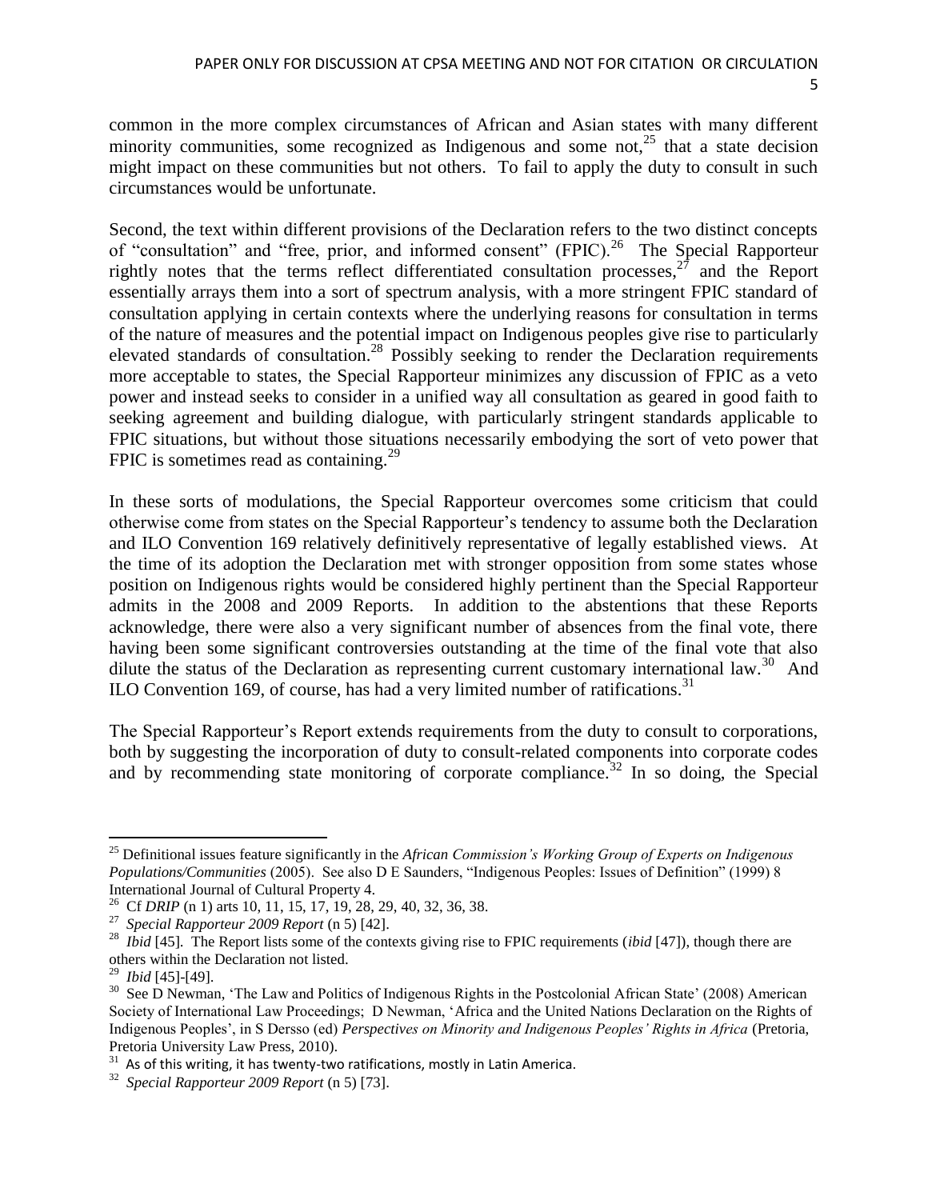common in the more complex circumstances of African and Asian states with many different minority communities, some recognized as Indigenous and some not,[25] that a state decision might impact on these communities but not others. To fail to apply the duty to consult in such circumstances would be unfortunate.

Second, the text within different provisions of the Declaration refers to the two distinct concepts of "consultation" and "free, prior, and informed consent" (FPIC).[26] The Special Rapporteur rightly notes that the terms reflect differentiated consultation processes,[27] and the Report essentially arrays them into a sort of spectrum analysis, with a more stringent FPIC standard of consultation applying in certain contexts where the underlying reasons for consultation in terms of the nature of measures and the potential impact on Indigenous peoples give rise to particularly elevated standards of consultation.[28] Possibly seeking to render the Declaration requirements more acceptable to states, the Special Rapporteur minimizes any discussion of FPIC as a veto power and instead seeks to consider in a unified way all consultation as geared in good faith to seeking agreement and building dialogue, with particularly stringent standards applicable to FPIC situations, but without those situations necessarily embodying the sort of veto power that FPIC is sometimes read as containing.[29]

In these sorts of modulations, the Special Rapporteur overcomes some criticism that could otherwise come from states on the Special Rapporteur's tendency to assume both the Declaration and ILO Convention 169 relatively definitively representative of legally established views. At the time of its adoption the Declaration met with stronger opposition from some states whose position on Indigenous rights would be considered highly pertinent than the Special Rapporteur admits in the 2008 and 2009 Reports. In addition to the abstentions that these Reports acknowledge, there were also a very significant number of absences from the final vote, there having been some significant controversies outstanding at the time of the final vote that also dilute the status of the Declaration as representing current customary international law.[30] And ILO Convention 169, of course, has had a very limited number of ratifications.[31]

The Special Rapporteur's Report extends requirements from the duty to consult to corporations, both by suggesting the incorporation of duty to consult-related components into corporate codes and by recommending state monitoring of corporate compliance.[32] In so doing, the Special

---

[25] Definitional issues feature significantly in the *African Commission's Working Group of Experts on Indigenous Populations/Communities* (2005). See also D E Saunders, "Indigenous Peoples: Issues of Definition" (1999) 8 International Journal of Cultural Property 4.

[26] Cf *DRIP* (n 1) arts 10, 11, 15, 17, 19, 28, 29, 40, 32, 36, 38.

[27] *Special Rapporteur 2009 Report* (n 5) [42].

[28] *Ibid* [45]. The Report lists some of the contexts giving rise to FPIC requirements (*ibid* [47]), though there are others within the Declaration not listed.

[29] *Ibid* [45]-[49].

[30] See D Newman, 'The Law and Politics of Indigenous Rights in the Postcolonial African State' (2008) American Society of International Law Proceedings; D Newman, 'Africa and the United Nations Declaration on the Rights of Indigenous Peoples', in S Dersso (ed) *Perspectives on Minority and Indigenous Peoples' Rights in Africa* (Pretoria, Pretoria University Law Press, 2010).

[31] As of this writing, it has twenty-two ratifications, mostly in Latin America.

[32] *Special Rapporteur 2009 Report* (n 5) [73].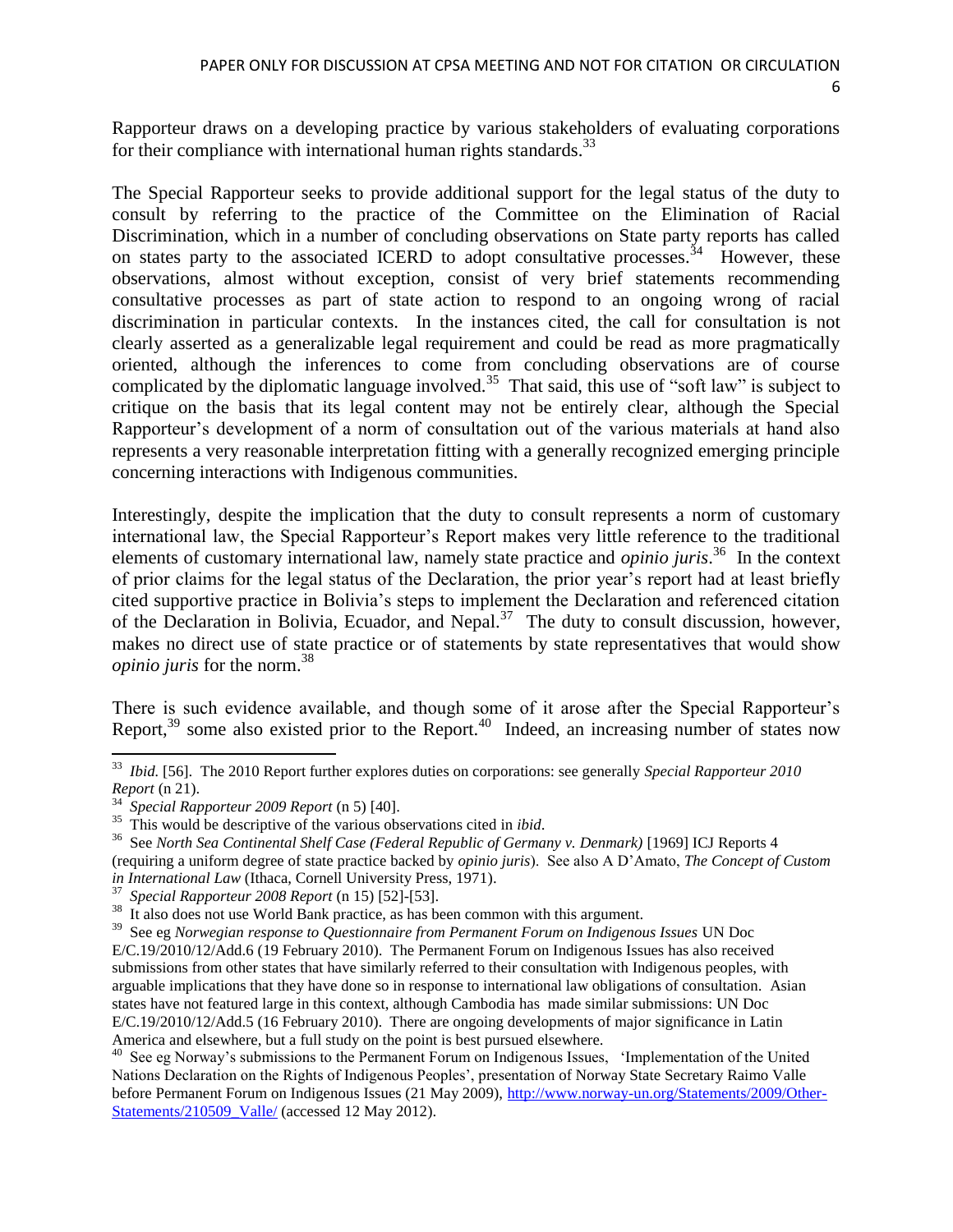Rapporteur draws on a developing practice by various stakeholders of evaluating corporations for their compliance with international human rights standards.[33]

The Special Rapporteur seeks to provide additional support for the legal status of the duty to consult by referring to the practice of the Committee on the Elimination of Racial Discrimination, which in a number of concluding observations on State party reports has called on states party to the associated ICERD to adopt consultative processes.[34] However, these observations, almost without exception, consist of very brief statements recommending consultative processes as part of state action to respond to an ongoing wrong of racial discrimination in particular contexts. In the instances cited, the call for consultation is not clearly asserted as a generalizable legal requirement and could be read as more pragmatically oriented, although the inferences to come from concluding observations are of course complicated by the diplomatic language involved.[35] That said, this use of "soft law" is subject to critique on the basis that its legal content may not be entirely clear, although the Special Rapporteur's development of a norm of consultation out of the various materials at hand also represents a very reasonable interpretation fitting with a generally recognized emerging principle concerning interactions with Indigenous communities.

Interestingly, despite the implication that the duty to consult represents a norm of customary international law, the Special Rapporteur's Report makes very little reference to the traditional elements of customary international law, namely state practice and *opinio juris*.[36] In the context of prior claims for the legal status of the Declaration, the prior year's report had at least briefly cited supportive practice in Bolivia's steps to implement the Declaration and referenced citation of the Declaration in Bolivia, Ecuador, and Nepal.[37] The duty to consult discussion, however, makes no direct use of state practice or of statements by state representatives that would show *opinio juris* for the norm.[38]

There is such evidence available, and though some of it arose after the Special Rapporteur's Report,[39] some also existed prior to the Report.[40] Indeed, an increasing number of states now

---

[33] *Ibid.* [56]. The 2010 Report further explores duties on corporations: see generally *Special Rapporteur 2010 Report* (n 21).

[34] *Special Rapporteur 2009 Report* (n 5) [40].

[35] This would be descriptive of the various observations cited in *ibid*.

[36] See *North Sea Continental Shelf Case (Federal Republic of Germany v. Denmark)* [1969] ICJ Reports 4 (requiring a uniform degree of state practice backed by *opinio juris*). See also A D'Amato, *The Concept of Custom in International Law* (Ithaca, Cornell University Press, 1971).

[37] *Special Rapporteur 2008 Report* (n 15) [52]-[53].

[38] It also does not use World Bank practice, as has been common with this argument.

[39] See eg *Norwegian response to Questionnaire from Permanent Forum on Indigenous Issues* UN Doc E/C.19/2010/12/Add.6 (19 February 2010). The Permanent Forum on Indigenous Issues has also received submissions from other states that have similarly referred to their consultation with Indigenous peoples, with arguable implications that they have done so in response to international law obligations of consultation. Asian states have not featured large in this context, although Cambodia has made similar submissions: UN Doc E/C.19/2010/12/Add.5 (16 February 2010). There are ongoing developments of major significance in Latin America and elsewhere, but a full study on the point is best pursued elsewhere.

[40] See eg Norway's submissions to the Permanent Forum on Indigenous Issues, 'Implementation of the United Nations Declaration on the Rights of Indigenous Peoples', presentation of Norway State Secretary Raimo Valle before Permanent Forum on Indigenous Issues (21 May 2009), http://www.norway-un.org/Statements/2009/Other-Statements/210509_Valle/ (accessed 12 May 2012).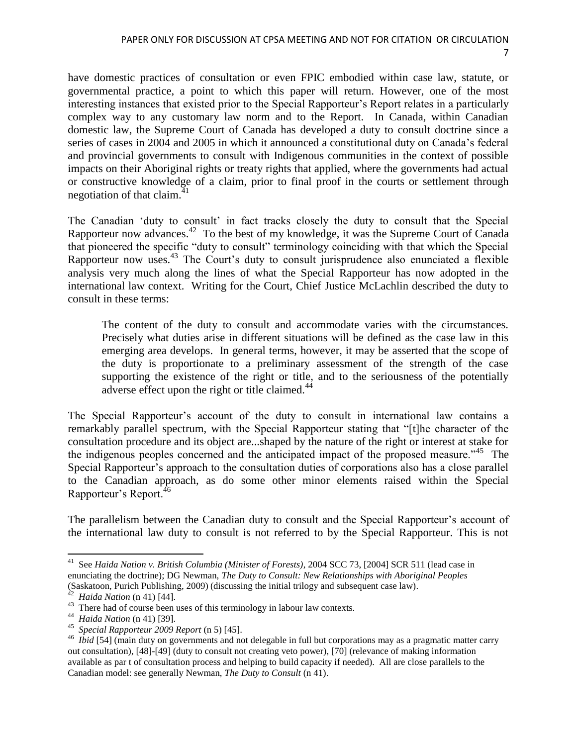have domestic practices of consultation or even FPIC embodied within case law, statute, or governmental practice, a point to which this paper will return. However, one of the most interesting instances that existed prior to the Special Rapporteur's Report relates in a particularly complex way to any customary law norm and to the Report. In Canada, within Canadian domestic law, the Supreme Court of Canada has developed a duty to consult doctrine since a series of cases in 2004 and 2005 in which it announced a constitutional duty on Canada's federal and provincial governments to consult with Indigenous communities in the context of possible impacts on their Aboriginal rights or treaty rights that applied, where the governments had actual or constructive knowledge of a claim, prior to final proof in the courts or settlement through negotiation of that claim.[41]

The Canadian 'duty to consult' in fact tracks closely the duty to consult that the Special Rapporteur now advances.[42] To the best of my knowledge, it was the Supreme Court of Canada that pioneered the specific "duty to consult" terminology coinciding with that which the Special Rapporteur now uses.[43] The Court's duty to consult jurisprudence also enunciated a flexible analysis very much along the lines of what the Special Rapporteur has now adopted in the international law context. Writing for the Court, Chief Justice McLachlin described the duty to consult in these terms:

> The content of the duty to consult and accommodate varies with the circumstances. Precisely what duties arise in different situations will be defined as the case law in this emerging area develops. In general terms, however, it may be asserted that the scope of the duty is proportionate to a preliminary assessment of the strength of the case supporting the existence of the right or title, and to the seriousness of the potentially adverse effect upon the right or title claimed.[44]

The Special Rapporteur's account of the duty to consult in international law contains a remarkably parallel spectrum, with the Special Rapporteur stating that "[t]he character of the consultation procedure and its object are...shaped by the nature of the right or interest at stake for the indigenous peoples concerned and the anticipated impact of the proposed measure."[45] The Special Rapporteur's approach to the consultation duties of corporations also has a close parallel to the Canadian approach, as do some other minor elements raised within the Special Rapporteur's Report.[46]

The parallelism between the Canadian duty to consult and the Special Rapporteur's account of the international law duty to consult is not referred to by the Special Rapporteur. This is not

---

[41] See *Haida Nation v. British Columbia (Minister of Forests)*, 2004 SCC 73, [2004] SCR 511 (lead case in enunciating the doctrine); DG Newman, *The Duty to Consult: New Relationships with Aboriginal Peoples* (Saskatoon, Purich Publishing, 2009) (discussing the initial trilogy and subsequent case law).

[42] *Haida Nation* (n 41) [44].

[43] There had of course been uses of this terminology in labour law contexts.

[44] *Haida Nation* (n 41) [39].

[45] *Special Rapporteur 2009 Report* (n 5) [45].

[46] *Ibid* [54] (main duty on governments and not delegable in full but corporations may as a pragmatic matter carry out consultation), [48]-[49] (duty to consult not creating veto power), [70] (relevance of making information available as par t of consultation process and helping to build capacity if needed). All are close parallels to the Canadian model: see generally Newman, *The Duty to Consult* (n 41).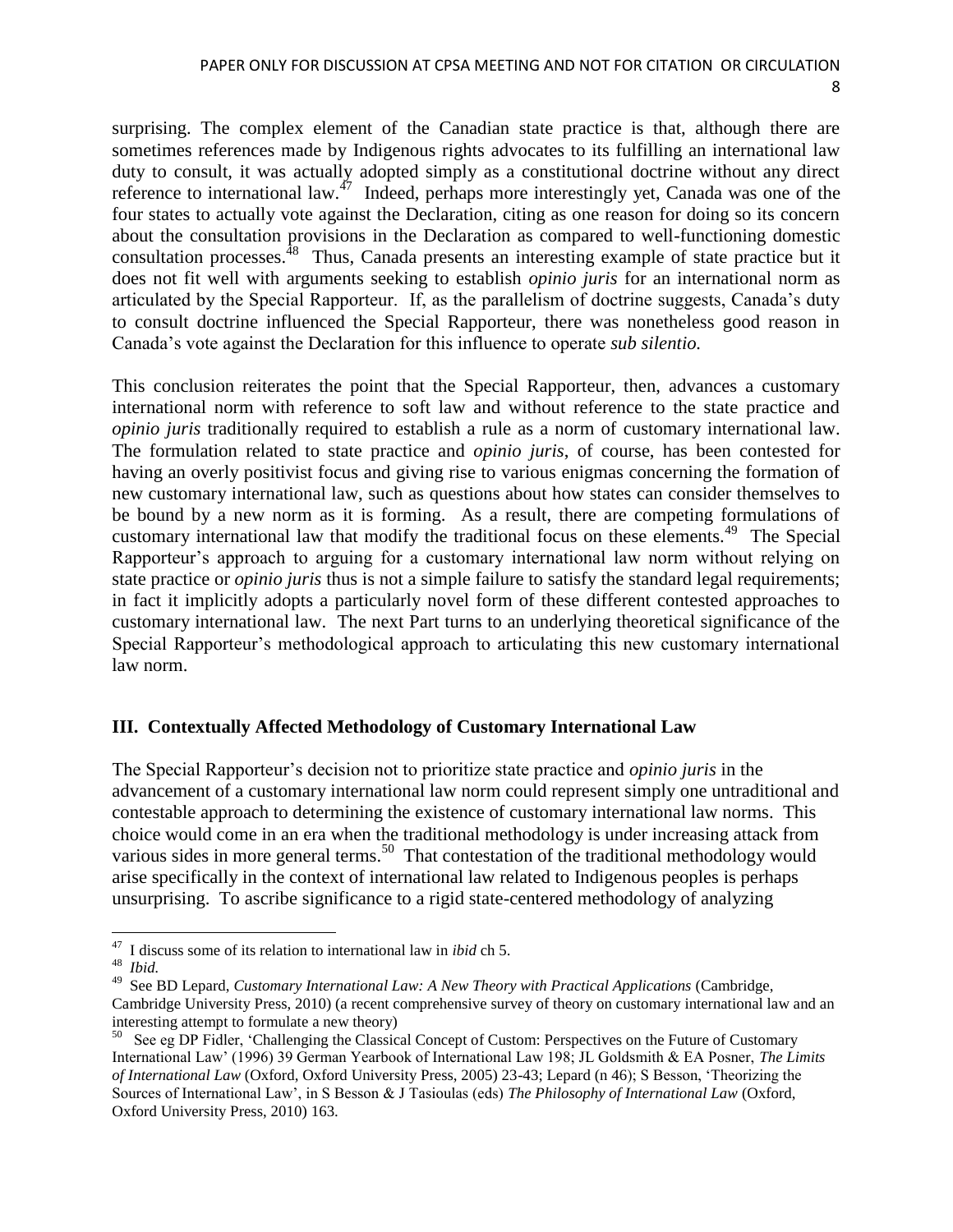surprising. The complex element of the Canadian state practice is that, although there are sometimes references made by Indigenous rights advocates to its fulfilling an international law duty to consult, it was actually adopted simply as a constitutional doctrine without any direct reference to international law.[47] Indeed, perhaps more interestingly yet, Canada was one of the four states to actually vote against the Declaration, citing as one reason for doing so its concern about the consultation provisions in the Declaration as compared to well-functioning domestic consultation processes.[48] Thus, Canada presents an interesting example of state practice but it does not fit well with arguments seeking to establish *opinio juris* for an international norm as articulated by the Special Rapporteur. If, as the parallelism of doctrine suggests, Canada's duty to consult doctrine influenced the Special Rapporteur, there was nonetheless good reason in Canada's vote against the Declaration for this influence to operate *sub silentio.*

This conclusion reiterates the point that the Special Rapporteur, then, advances a customary international norm with reference to soft law and without reference to the state practice and *opinio juris* traditionally required to establish a rule as a norm of customary international law. The formulation related to state practice and *opinio juris*, of course, has been contested for having an overly positivist focus and giving rise to various enigmas concerning the formation of new customary international law, such as questions about how states can consider themselves to be bound by a new norm as it is forming. As a result, there are competing formulations of customary international law that modify the traditional focus on these elements.[49] The Special Rapporteur's approach to arguing for a customary international law norm without relying on state practice or *opinio juris* thus is not a simple failure to satisfy the standard legal requirements; in fact it implicitly adopts a particularly novel form of these different contested approaches to customary international law. The next Part turns to an underlying theoretical significance of the Special Rapporteur's methodological approach to articulating this new customary international law norm.

## III. Contextually Affected Methodology of Customary International Law

The Special Rapporteur's decision not to prioritize state practice and *opinio juris* in the advancement of a customary international law norm could represent simply one untraditional and contestable approach to determining the existence of customary international law norms. This choice would come in an era when the traditional methodology is under increasing attack from various sides in more general terms.[50] That contestation of the traditional methodology would arise specifically in the context of international law related to Indigenous peoples is perhaps unsurprising. To ascribe significance to a rigid state-centered methodology of analyzing

---

[47] I discuss some of its relation to international law in *ibid* ch 5.

[48] *Ibid.*

[49] See BD Lepard, *Customary International Law: A New Theory with Practical Applications* (Cambridge, Cambridge University Press, 2010) (a recent comprehensive survey of theory on customary international law and an interesting attempt to formulate a new theory)

[50] See eg DP Fidler, 'Challenging the Classical Concept of Custom: Perspectives on the Future of Customary International Law' (1996) 39 German Yearbook of International Law 198; JL Goldsmith & EA Posner, *The Limits of International Law* (Oxford, Oxford University Press, 2005) 23-43; Lepard (n 46); S Besson, 'Theorizing the Sources of International Law', in S Besson & J Tasioulas (eds) *The Philosophy of International Law* (Oxford, Oxford University Press, 2010) 163.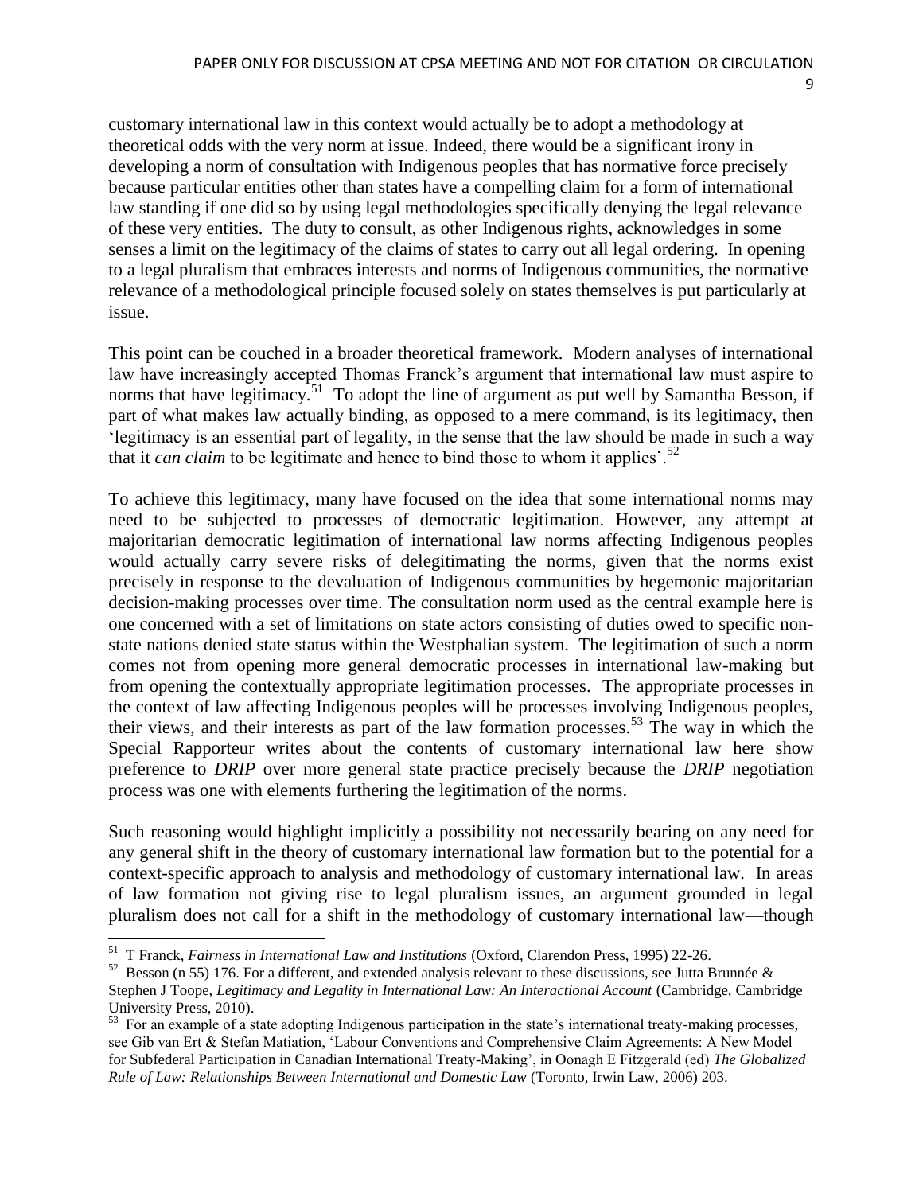customary international law in this context would actually be to adopt a methodology at theoretical odds with the very norm at issue. Indeed, there would be a significant irony in developing a norm of consultation with Indigenous peoples that has normative force precisely because particular entities other than states have a compelling claim for a form of international law standing if one did so by using legal methodologies specifically denying the legal relevance of these very entities. The duty to consult, as other Indigenous rights, acknowledges in some senses a limit on the legitimacy of the claims of states to carry out all legal ordering. In opening to a legal pluralism that embraces interests and norms of Indigenous communities, the normative relevance of a methodological principle focused solely on states themselves is put particularly at issue.

This point can be couched in a broader theoretical framework. Modern analyses of international law have increasingly accepted Thomas Franck's argument that international law must aspire to norms that have legitimacy.[51] To adopt the line of argument as put well by Samantha Besson, if part of what makes law actually binding, as opposed to a mere command, is its legitimacy, then 'legitimacy is an essential part of legality, in the sense that the law should be made in such a way that it *can claim* to be legitimate and hence to bind those to whom it applies'.[52]

To achieve this legitimacy, many have focused on the idea that some international norms may need to be subjected to processes of democratic legitimation. However, any attempt at majoritarian democratic legitimation of international law norms affecting Indigenous peoples would actually carry severe risks of delegitimating the norms, given that the norms exist precisely in response to the devaluation of Indigenous communities by hegemonic majoritarian decision-making processes over time. The consultation norm used as the central example here is one concerned with a set of limitations on state actors consisting of duties owed to specific non-state nations denied state status within the Westphalian system. The legitimation of such a norm comes not from opening more general democratic processes in international law-making but from opening the contextually appropriate legitimation processes. The appropriate processes in the context of law affecting Indigenous peoples will be processes involving Indigenous peoples, their views, and their interests as part of the law formation processes.[53] The way in which the Special Rapporteur writes about the contents of customary international law here show preference to *DRIP* over more general state practice precisely because the *DRIP* negotiation process was one with elements furthering the legitimation of the norms.

Such reasoning would highlight implicitly a possibility not necessarily bearing on any need for any general shift in the theory of customary international law formation but to the potential for a context-specific approach to analysis and methodology of customary international law. In areas of law formation not giving rise to legal pluralism issues, an argument grounded in legal pluralism does not call for a shift in the methodology of customary international law—though

---

[51] T Franck, *Fairness in International Law and Institutions* (Oxford, Clarendon Press, 1995) 22-26.

[52] Besson (n 55) 176. For a different, and extended analysis relevant to these discussions, see Jutta Brunnée & Stephen J Toope, *Legitimacy and Legality in International Law: An Interactional Account* (Cambridge, Cambridge University Press, 2010).

[53] For an example of a state adopting Indigenous participation in the state's international treaty-making processes, see Gib van Ert & Stefan Matiation, 'Labour Conventions and Comprehensive Claim Agreements: A New Model for Subfederal Participation in Canadian International Treaty-Making', in Oonagh E Fitzgerald (ed) *The Globalized Rule of Law: Relationships Between International and Domestic Law* (Toronto, Irwin Law, 2006) 203.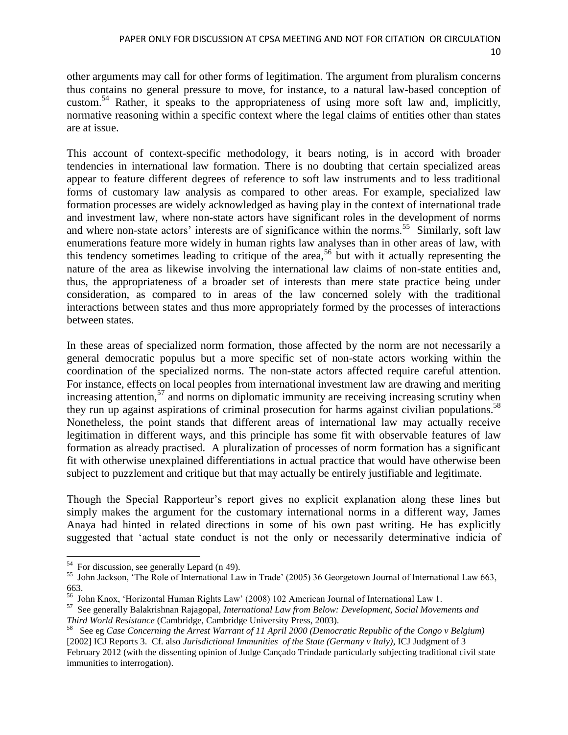other arguments may call for other forms of legitimation. The argument from pluralism concerns thus contains no general pressure to move, for instance, to a natural law-based conception of custom.[54] Rather, it speaks to the appropriateness of using more soft law and, implicitly, normative reasoning within a specific context where the legal claims of entities other than states are at issue.

This account of context-specific methodology, it bears noting, is in accord with broader tendencies in international law formation. There is no doubting that certain specialized areas appear to feature different degrees of reference to soft law instruments and to less traditional forms of customary law analysis as compared to other areas. For example, specialized law formation processes are widely acknowledged as having play in the context of international trade and investment law, where non-state actors have significant roles in the development of norms and where non-state actors' interests are of significance within the norms.[55] Similarly, soft law enumerations feature more widely in human rights law analyses than in other areas of law, with this tendency sometimes leading to critique of the area,[56] but with it actually representing the nature of the area as likewise involving the international law claims of non-state entities and, thus, the appropriateness of a broader set of interests than mere state practice being under consideration, as compared to in areas of the law concerned solely with the traditional interactions between states and thus more appropriately formed by the processes of interactions between states.

In these areas of specialized norm formation, those affected by the norm are not necessarily a general democratic populus but a more specific set of non-state actors working within the coordination of the specialized norms. The non-state actors affected require careful attention. For instance, effects on local peoples from international investment law are drawing and meriting increasing attention,[57] and norms on diplomatic immunity are receiving increasing scrutiny when they run up against aspirations of criminal prosecution for harms against civilian populations.[58] Nonetheless, the point stands that different areas of international law may actually receive legitimation in different ways, and this principle has some fit with observable features of law formation as already practised. A pluralization of processes of norm formation has a significant fit with otherwise unexplained differentiations in actual practice that would have otherwise been subject to puzzlement and critique but that may actually be entirely justifiable and legitimate.

Though the Special Rapporteur's report gives no explicit explanation along these lines but simply makes the argument for the customary international norms in a different way, James Anaya had hinted in related directions in some of his own past writing. He has explicitly suggested that 'actual state conduct is not the only or necessarily determinative indicia of

---

[54] For discussion, see generally Lepard (n 49).

[55] John Jackson, 'The Role of International Law in Trade' (2005) 36 Georgetown Journal of International Law 663, 663.

[56] John Knox, 'Horizontal Human Rights Law' (2008) 102 American Journal of International Law 1.

[57] See generally Balakrishnan Rajagopal, *International Law from Below: Development, Social Movements and Third World Resistance* (Cambridge, Cambridge University Press, 2003).

[58] See eg *Case Concerning the Arrest Warrant of 11 April 2000 (Democratic Republic of the Congo v Belgium)* [2002] ICJ Reports 3. Cf. also *Jurisdictional Immunities of the State (Germany v Italy)*, ICJ Judgment of 3 February 2012 (with the dissenting opinion of Judge Cançado Trindade particularly subjecting traditional civil state immunities to interrogation).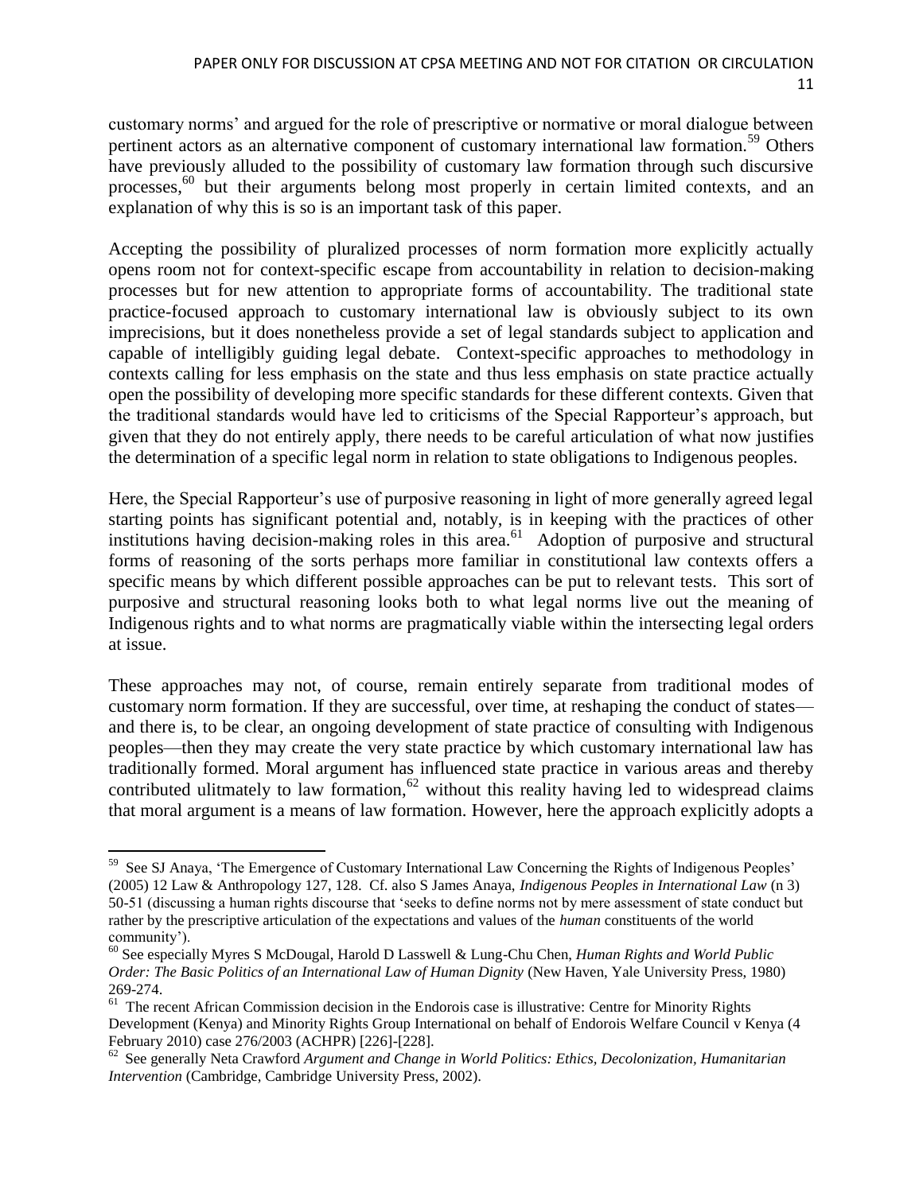customary norms' and argued for the role of prescriptive or normative or moral dialogue between pertinent actors as an alternative component of customary international law formation.[59] Others have previously alluded to the possibility of customary law formation through such discursive processes,[60] but their arguments belong most properly in certain limited contexts, and an explanation of why this is so is an important task of this paper.

Accepting the possibility of pluralized processes of norm formation more explicitly actually opens room not for context-specific escape from accountability in relation to decision-making processes but for new attention to appropriate forms of accountability. The traditional state practice-focused approach to customary international law is obviously subject to its own imprecisions, but it does nonetheless provide a set of legal standards subject to application and capable of intelligibly guiding legal debate. Context-specific approaches to methodology in contexts calling for less emphasis on the state and thus less emphasis on state practice actually open the possibility of developing more specific standards for these different contexts. Given that the traditional standards would have led to criticisms of the Special Rapporteur's approach, but given that they do not entirely apply, there needs to be careful articulation of what now justifies the determination of a specific legal norm in relation to state obligations to Indigenous peoples.

Here, the Special Rapporteur's use of purposive reasoning in light of more generally agreed legal starting points has significant potential and, notably, is in keeping with the practices of other institutions having decision-making roles in this area.[61] Adoption of purposive and structural forms of reasoning of the sorts perhaps more familiar in constitutional law contexts offers a specific means by which different possible approaches can be put to relevant tests. This sort of purposive and structural reasoning looks both to what legal norms live out the meaning of Indigenous rights and to what norms are pragmatically viable within the intersecting legal orders at issue.

These approaches may not, of course, remain entirely separate from traditional modes of customary norm formation. If they are successful, over time, at reshaping the conduct of states—and there is, to be clear, an ongoing development of state practice of consulting with Indigenous peoples—then they may create the very state practice by which customary international law has traditionally formed. Moral argument has influenced state practice in various areas and thereby contributed ulitmately to law formation,[62] without this reality having led to widespread claims that moral argument is a means of law formation. However, here the approach explicitly adopts a

---

[59] See SJ Anaya, 'The Emergence of Customary International Law Concerning the Rights of Indigenous Peoples' (2005) 12 Law & Anthropology 127, 128. Cf. also S James Anaya, *Indigenous Peoples in International Law* (n 3) 50-51 (discussing a human rights discourse that 'seeks to define norms not by mere assessment of state conduct but rather by the prescriptive articulation of the expectations and values of the *human* constituents of the world community').

[60] See especially Myres S McDougal, Harold D Lasswell & Lung-Chu Chen, *Human Rights and World Public Order: The Basic Politics of an International Law of Human Dignity* (New Haven, Yale University Press, 1980) 269-274.

[61] The recent African Commission decision in the Endorois case is illustrative: Centre for Minority Rights Development (Kenya) and Minority Rights Group International on behalf of Endorois Welfare Council v Kenya (4 February 2010) case 276/2003 (ACHPR) [226]-[228].

[62] See generally Neta Crawford *Argument and Change in World Politics: Ethics, Decolonization, Humanitarian Intervention* (Cambridge, Cambridge University Press, 2002).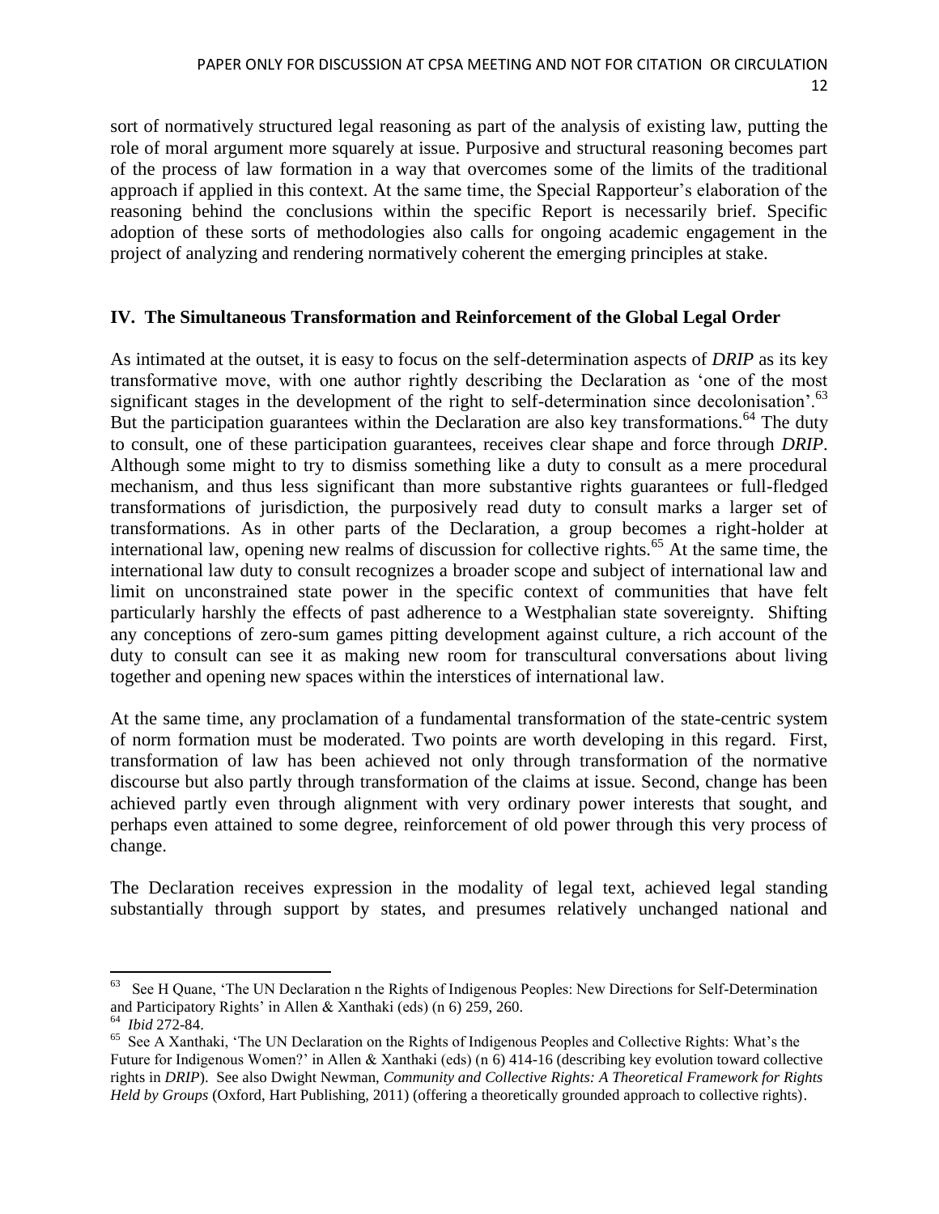sort of normatively structured legal reasoning as part of the analysis of existing law, putting the role of moral argument more squarely at issue. Purposive and structural reasoning becomes part of the process of law formation in a way that overcomes some of the limits of the traditional approach if applied in this context. At the same time, the Special Rapporteur's elaboration of the reasoning behind the conclusions within the specific Report is necessarily brief. Specific adoption of these sorts of methodologies also calls for ongoing academic engagement in the project of analyzing and rendering normatively coherent the emerging principles at stake.

## IV. The Simultaneous Transformation and Reinforcement of the Global Legal Order

As intimated at the outset, it is easy to focus on the self-determination aspects of *DRIP* as its key transformative move, with one author rightly describing the Declaration as 'one of the most significant stages in the development of the right to self-determination since decolonisation'.[63] But the participation guarantees within the Declaration are also key transformations.[64] The duty to consult, one of these participation guarantees, receives clear shape and force through *DRIP*. Although some might to try to dismiss something like a duty to consult as a mere procedural mechanism, and thus less significant than more substantive rights guarantees or full-fledged transformations of jurisdiction, the purposively read duty to consult marks a larger set of transformations. As in other parts of the Declaration, a group becomes a right-holder at international law, opening new realms of discussion for collective rights.[65] At the same time, the international law duty to consult recognizes a broader scope and subject of international law and limit on unconstrained state power in the specific context of communities that have felt particularly harshly the effects of past adherence to a Westphalian state sovereignty. Shifting any conceptions of zero-sum games pitting development against culture, a rich account of the duty to consult can see it as making new room for transcultural conversations about living together and opening new spaces within the interstices of international law.

At the same time, any proclamation of a fundamental transformation of the state-centric system of norm formation must be moderated. Two points are worth developing in this regard. First, transformation of law has been achieved not only through transformation of the normative discourse but also partly through transformation of the claims at issue. Second, change has been achieved partly even through alignment with very ordinary power interests that sought, and perhaps even attained to some degree, reinforcement of old power through this very process of change.

The Declaration receives expression in the modality of legal text, achieved legal standing substantially through support by states, and presumes relatively unchanged national and

---

[63] See H Quane, 'The UN Declaration n the Rights of Indigenous Peoples: New Directions for Self-Determination and Participatory Rights' in Allen & Xanthaki (eds) (n 6) 259, 260.

[64] *Ibid* 272-84.

[65] See A Xanthaki, 'The UN Declaration on the Rights of Indigenous Peoples and Collective Rights: What's the Future for Indigenous Women?' in Allen & Xanthaki (eds) (n 6) 414-16 (describing key evolution toward collective rights in *DRIP*). See also Dwight Newman, *Community and Collective Rights: A Theoretical Framework for Rights Held by Groups* (Oxford, Hart Publishing, 2011) (offering a theoretically grounded approach to collective rights).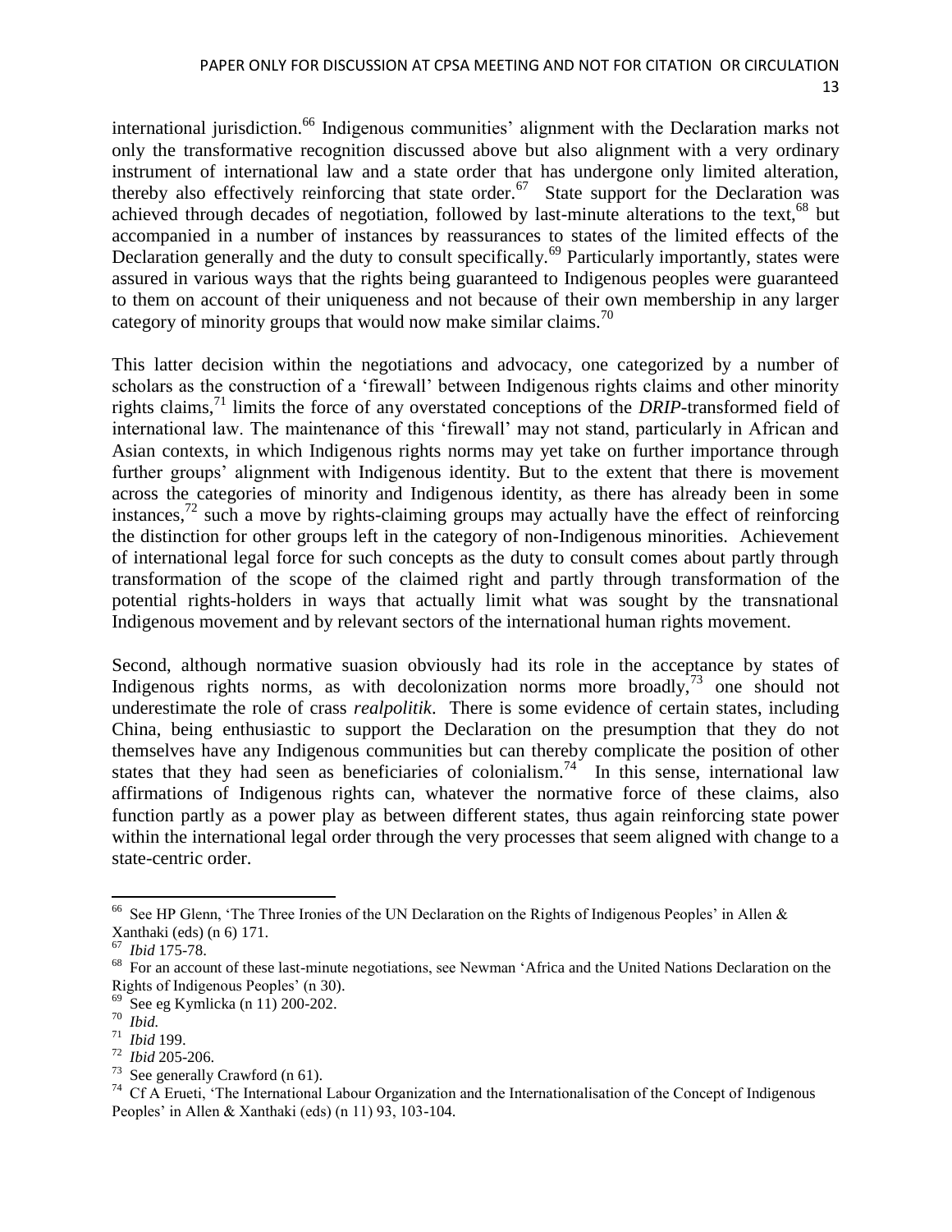international jurisdiction.[66] Indigenous communities' alignment with the Declaration marks not only the transformative recognition discussed above but also alignment with a very ordinary instrument of international law and a state order that has undergone only limited alteration, thereby also effectively reinforcing that state order.[67] State support for the Declaration was achieved through decades of negotiation, followed by last-minute alterations to the text,[68] but accompanied in a number of instances by reassurances to states of the limited effects of the Declaration generally and the duty to consult specifically.[69] Particularly importantly, states were assured in various ways that the rights being guaranteed to Indigenous peoples were guaranteed to them on account of their uniqueness and not because of their own membership in any larger category of minority groups that would now make similar claims.[70]

This latter decision within the negotiations and advocacy, one categorized by a number of scholars as the construction of a 'firewall' between Indigenous rights claims and other minority rights claims,[71] limits the force of any overstated conceptions of the *DRIP*-transformed field of international law. The maintenance of this 'firewall' may not stand, particularly in African and Asian contexts, in which Indigenous rights norms may yet take on further importance through further groups' alignment with Indigenous identity. But to the extent that there is movement across the categories of minority and Indigenous identity, as there has already been in some instances,[72] such a move by rights-claiming groups may actually have the effect of reinforcing the distinction for other groups left in the category of non-Indigenous minorities. Achievement of international legal force for such concepts as the duty to consult comes about partly through transformation of the scope of the claimed right and partly through transformation of the potential rights-holders in ways that actually limit what was sought by the transnational Indigenous movement and by relevant sectors of the international human rights movement.

Second, although normative suasion obviously had its role in the acceptance by states of Indigenous rights norms, as with decolonization norms more broadly,[73] one should not underestimate the role of crass *realpolitik*. There is some evidence of certain states, including China, being enthusiastic to support the Declaration on the presumption that they do not themselves have any Indigenous communities but can thereby complicate the position of other states that they had seen as beneficiaries of colonialism.[74] In this sense, international law affirmations of Indigenous rights can, whatever the normative force of these claims, also function partly as a power play as between different states, thus again reinforcing state power within the international legal order through the very processes that seem aligned with change to a state-centric order.

---

[66] See HP Glenn, 'The Three Ironies of the UN Declaration on the Rights of Indigenous Peoples' in Allen & Xanthaki (eds) (n 6) 171.

[67] *Ibid* 175-78.

[68] For an account of these last-minute negotiations, see Newman 'Africa and the United Nations Declaration on the Rights of Indigenous Peoples' (n 30).

[69] See eg Kymlicka (n 11) 200-202.

[70] *Ibid.*

[71] *Ibid* 199.

[72] *Ibid* 205-206.

[73] See generally Crawford (n 61).

[74] Cf A Erueti, 'The International Labour Organization and the Internationalisation of the Concept of Indigenous Peoples' in Allen & Xanthaki (eds) (n 11) 93, 103-104.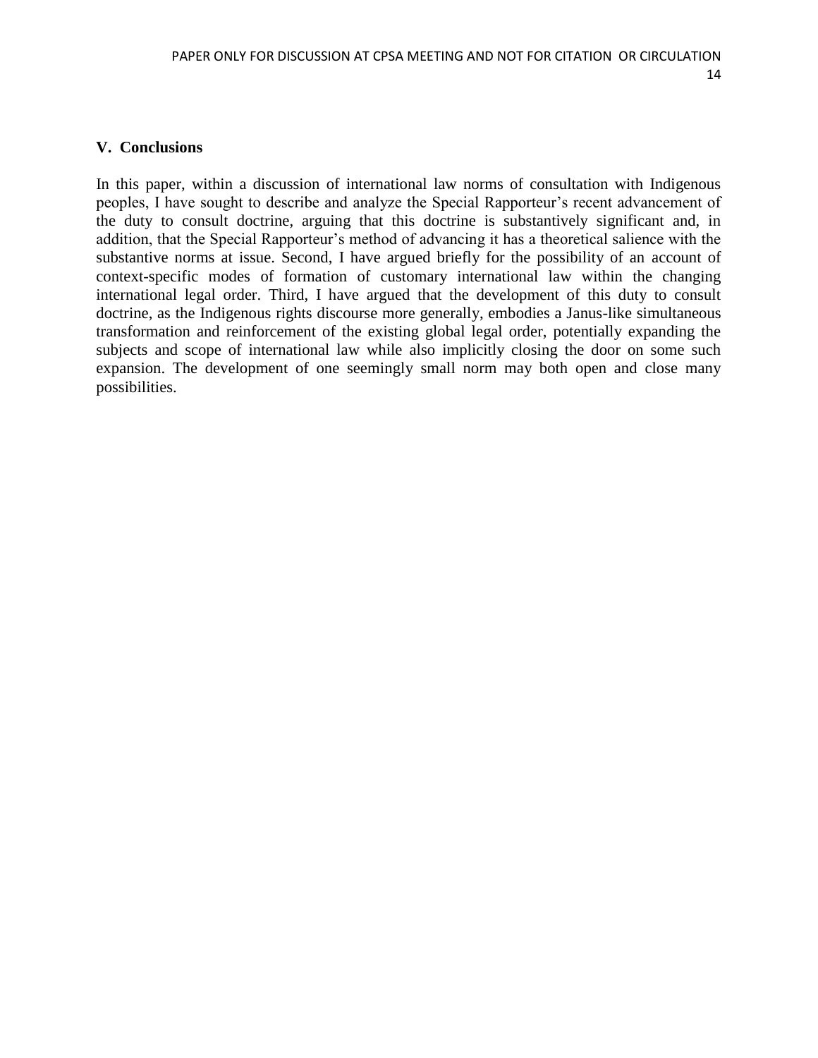## V. Conclusions

In this paper, within a discussion of international law norms of consultation with Indigenous peoples, I have sought to describe and analyze the Special Rapporteur's recent advancement of the duty to consult doctrine, arguing that this doctrine is substantively significant and, in addition, that the Special Rapporteur's method of advancing it has a theoretical salience with the substantive norms at issue. Second, I have argued briefly for the possibility of an account of context-specific modes of formation of customary international law within the changing international legal order. Third, I have argued that the development of this duty to consult doctrine, as the Indigenous rights discourse more generally, embodies a Janus-like simultaneous transformation and reinforcement of the existing global legal order, potentially expanding the subjects and scope of international law while also implicitly closing the door on some such expansion. The development of one seemingly small norm may both open and close many possibilities.